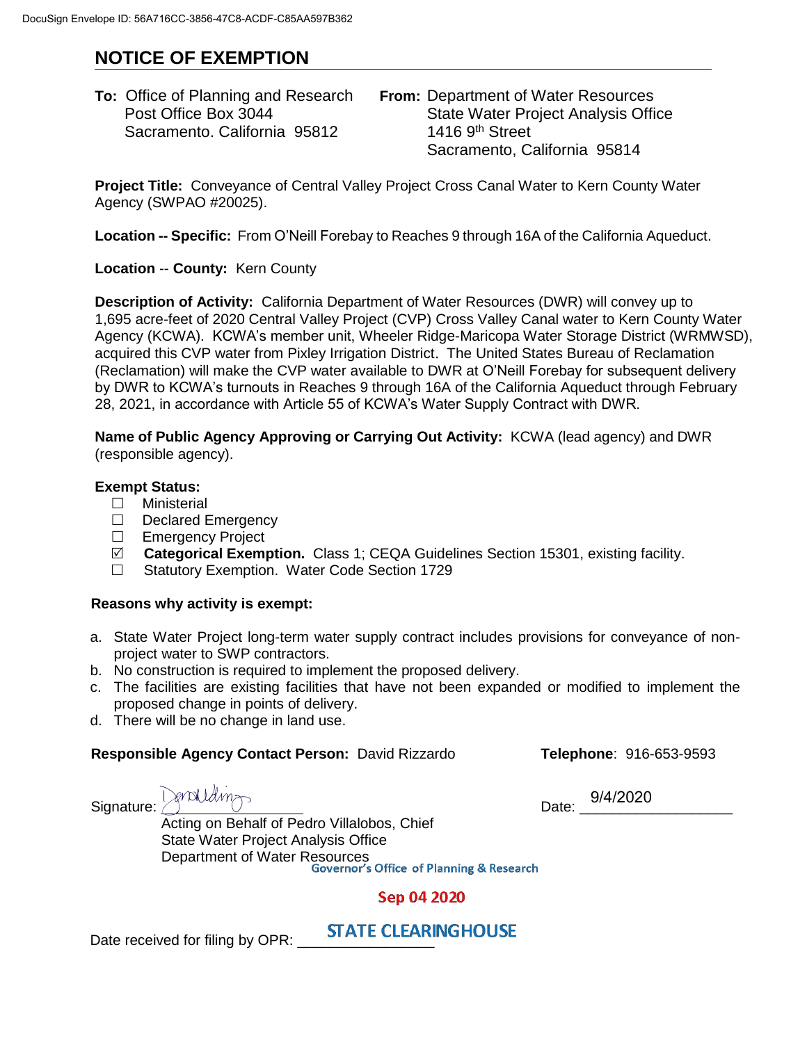DocuSign Envelope ID: 56A716CC-3856-47C8-ACDF-C85AA597B362

# NOTICE OF EXEMPTION

**To:** Office of Planning and Research
Post Office Box 3044
Sacramento. California 95812

**From:** Department of Water Resources
State Water Project Analysis Office
1416 9th Street
Sacramento, California 95814

**Project Title:** Conveyance of Central Valley Project Cross Canal Water to Kern County Water Agency (SWPAO #20025).

**Location -- Specific:** From O'Neill Forebay to Reaches 9 through 16A of the California Aqueduct.

**Location -- County:** Kern County

**Description of Activity:** California Department of Water Resources (DWR) will convey up to 1,695 acre-feet of 2020 Central Valley Project (CVP) Cross Valley Canal water to Kern County Water Agency (KCWA). KCWA's member unit, Wheeler Ridge-Maricopa Water Storage District (WRMWSD), acquired this CVP water from Pixley Irrigation District. The United States Bureau of Reclamation (Reclamation) will make the CVP water available to DWR at O'Neill Forebay for subsequent delivery by DWR to KCWA's turnouts in Reaches 9 through 16A of the California Aqueduct through February 28, 2021, in accordance with Article 55 of KCWA's Water Supply Contract with DWR.

**Name of Public Agency Approving or Carrying Out Activity:** KCWA (lead agency) and DWR (responsible agency).

**Exempt Status:**

- ☐ Ministerial
- ☐ Declared Emergency
- ☐ Emergency Project
- ☑ **Categorical Exemption.** Class 1; CEQA Guidelines Section 15301, existing facility.
- ☐ Statutory Exemption. Water Code Section 1729

**Reasons why activity is exempt:**

a. State Water Project long-term water supply contract includes provisions for conveyance of non-project water to SWP contractors.
b. No construction is required to implement the proposed delivery.
c. The facilities are existing facilities that have not been expanded or modified to implement the proposed change in points of delivery.
d. There will be no change in land use.

**Responsible Agency Contact Person:** David Rizzardo **Telephone**: 916-653-9593

Signature: [signature] Date: 9/4/2020

Acting on Behalf of Pedro Villalobos, Chief
State Water Project Analysis Office
Department of Water Resources

Governor's Office of Planning & Research

Sep 04 2020

Date received for filing by OPR: STATE CLEARINGHOUSE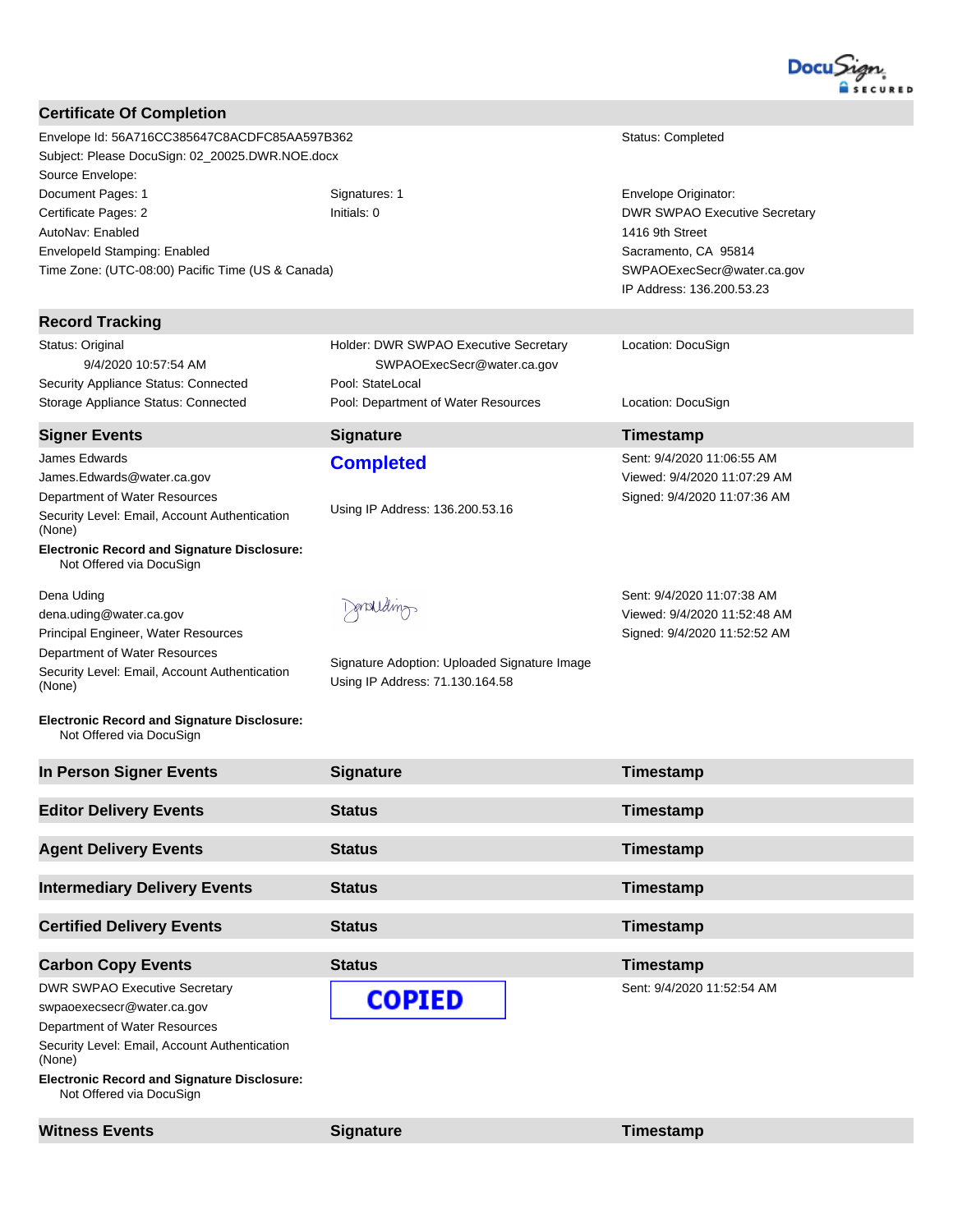## Certificate Of Completion

| | | |
|---|---|---|
| Envelope Id: 56A716CC385647C8ACDFC85AA597B362 | | Status: Completed |
| Subject: Please DocuSign: 02_20025.DWR.NOE.docx | | |
| Source Envelope: | | |
| Document Pages: 1 | Signatures: 1 | Envelope Originator: |
| Certificate Pages: 2 | Initials: 0 | DWR SWPAO Executive Secretary |
| AutoNav: Enabled | | 1416 9th Street |
| EnvelopeId Stamping: Enabled | | Sacramento, CA 95814 |
| Time Zone: (UTC-08:00) Pacific Time (US & Canada) | | SWPAOExecSecr@water.ca.gov |
| | | IP Address: 136.200.53.23 |

## Record Tracking

| | | |
|---|---|---|
| Status: Original<br>9/4/2020 10:57:54 AM | Holder: DWR SWPAO Executive Secretary<br>SWPAOExecSecr@water.ca.gov | Location: DocuSign |
| Security Appliance Status: Connected | Pool: StateLocal | |
| Storage Appliance Status: Connected | Pool: Department of Water Resources | Location: DocuSign |

| Signer Events | Signature | Timestamp |
|---|---|---|
| James Edwards<br>James.Edwards@water.ca.gov<br>Department of Water Resources<br>Security Level: Email, Account Authentication (None)<br>**Electronic Record and Signature Disclosure:**<br>Not Offered via DocuSign | **Completed**<br><br>Using IP Address: 136.200.53.16 | Sent: 9/4/2020 11:06:55 AM<br>Viewed: 9/4/2020 11:07:29 AM<br>Signed: 9/4/2020 11:07:36 AM |
| Dena Uding<br>dena.uding@water.ca.gov<br>Principal Engineer, Water Resources<br>Department of Water Resources<br>Security Level: Email, Account Authentication (None)<br>**Electronic Record and Signature Disclosure:**<br>Not Offered via DocuSign | Signature Adoption: Uploaded Signature Image<br>Using IP Address: 71.130.164.58 | Sent: 9/4/2020 11:07:38 AM<br>Viewed: 9/4/2020 11:52:48 AM<br>Signed: 9/4/2020 11:52:52 AM |

| In Person Signer Events | Signature | Timestamp |
|---|---|---|

| Editor Delivery Events | Status | Timestamp |
|---|---|---|

| Agent Delivery Events | Status | Timestamp |
|---|---|---|

| Intermediary Delivery Events | Status | Timestamp |
|---|---|---|

| Certified Delivery Events | Status | Timestamp |
|---|---|---|

| Carbon Copy Events | Status | Timestamp |
|---|---|---|
| DWR SWPAO Executive Secretary<br>swpaoexecsecr@water.ca.gov<br>Department of Water Resources<br>Security Level: Email, Account Authentication (None)<br>**Electronic Record and Signature Disclosure:**<br>Not Offered via DocuSign | **COPIED** | Sent: 9/4/2020 11:52:54 AM |

| Witness Events | Signature | Timestamp |
|---|---|---|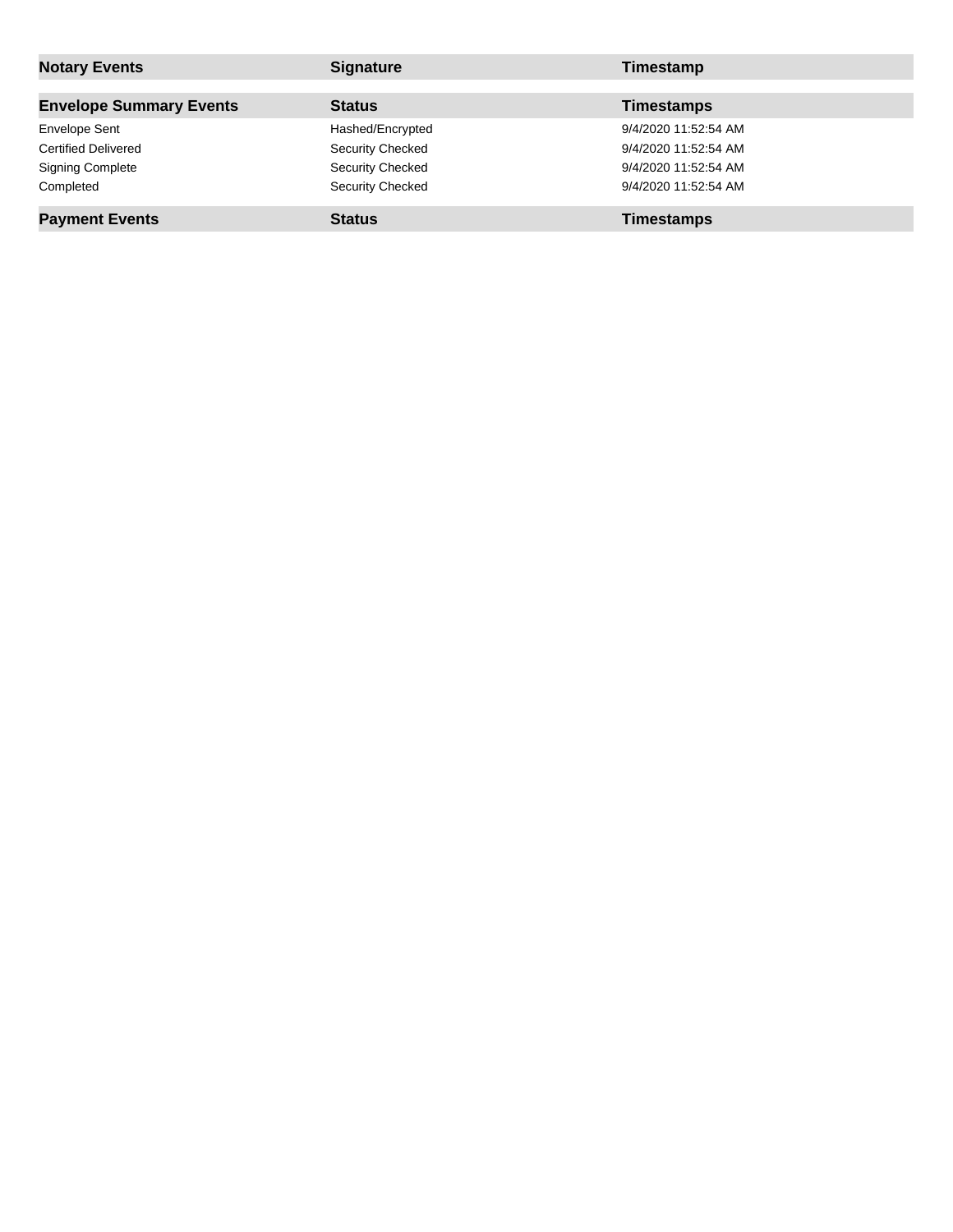| Notary Events | Signature | Timestamp |
| --- | --- | --- |

| Envelope Summary Events | Status | Timestamps |
| --- | --- | --- |
| Envelope Sent | Hashed/Encrypted | 9/4/2020 11:52:54 AM |
| Certified Delivered | Security Checked | 9/4/2020 11:52:54 AM |
| Signing Complete | Security Checked | 9/4/2020 11:52:54 AM |
| Completed | Security Checked | 9/4/2020 11:52:54 AM |

| Payment Events | Status | Timestamps |
| --- | --- | --- |